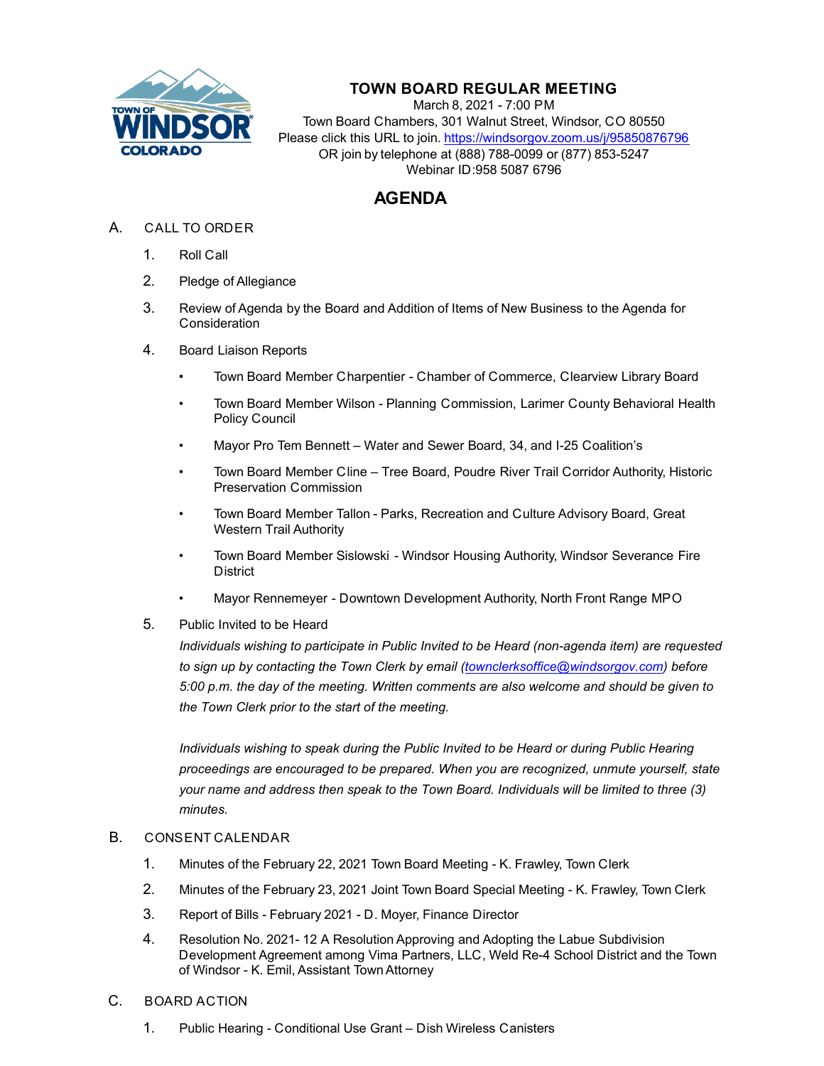# TOWN BOARD REGULAR MEETING

March 8, 2021 - 7:00 PM
Town Board Chambers, 301 Walnut Street, Windsor, CO 80550
Please click this URL to join. https://windsorgov.zoom.us/j/95850876796
OR join by telephone at (888) 788-0099 or (877) 853-5247
Webinar ID:958 5087 6796

## AGENDA

A. CALL TO ORDER

1. Roll Call
2. Pledge of Allegiance
3. Review of Agenda by the Board and Addition of Items of New Business to the Agenda for Consideration
4. Board Liaison Reports
   - Town Board Member Charpentier - Chamber of Commerce, Clearview Library Board
   - Town Board Member Wilson - Planning Commission, Larimer County Behavioral Health Policy Council
   - Mayor Pro Tem Bennett – Water and Sewer Board, 34, and I-25 Coalition's
   - Town Board Member Cline – Tree Board, Poudre River Trail Corridor Authority, Historic Preservation Commission
   - Town Board Member Tallon - Parks, Recreation and Culture Advisory Board, Great Western Trail Authority
   - Town Board Member Sislowski - Windsor Housing Authority, Windsor Severance Fire District
   - Mayor Rennemeyer - Downtown Development Authority, North Front Range MPO
5. Public Invited to be Heard

   *Individuals wishing to participate in Public Invited to be Heard (non-agenda item) are requested to sign up by contacting the Town Clerk by email (townclerksoffice@windsorgov.com) before 5:00 p.m. the day of the meeting. Written comments are also welcome and should be given to the Town Clerk prior to the start of the meeting.*

   *Individuals wishing to speak during the Public Invited to be Heard or during Public Hearing proceedings are encouraged to be prepared. When you are recognized, unmute yourself, state your name and address then speak to the Town Board. Individuals will be limited to three (3) minutes.*

B. CONSENT CALENDAR

1. Minutes of the February 22, 2021 Town Board Meeting - K. Frawley, Town Clerk
2. Minutes of the February 23, 2021 Joint Town Board Special Meeting - K. Frawley, Town Clerk
3. Report of Bills - February 2021 - D. Moyer, Finance Director
4. Resolution No. 2021- 12 A Resolution Approving and Adopting the Labue Subdivision Development Agreement among Vima Partners, LLC, Weld Re-4 School District and the Town of Windsor - K. Emil, Assistant Town Attorney

C. BOARD ACTION

1. Public Hearing - Conditional Use Grant – Dish Wireless Canisters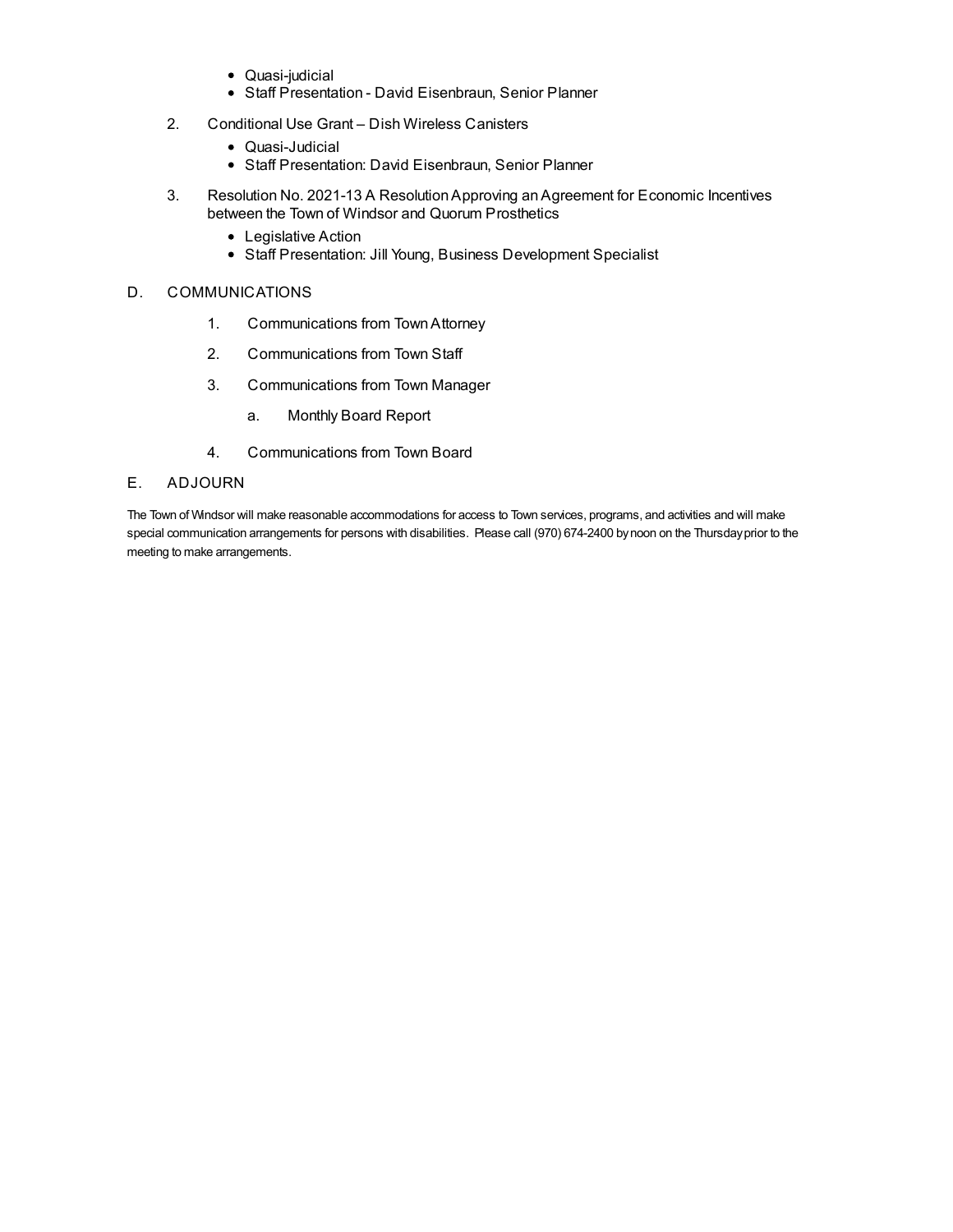- Quasi-judicial
- Staff Presentation - David Eisenbraun, Senior Planner

2. Conditional Use Grant – Dish Wireless Canisters
   - Quasi-Judicial
   - Staff Presentation: David Eisenbraun, Senior Planner

3. Resolution No. 2021-13 A Resolution Approving an Agreement for Economic Incentives between the Town of Windsor and Quorum Prosthetics
   - Legislative Action
   - Staff Presentation: Jill Young, Business Development Specialist

D. COMMUNICATIONS

1. Communications from Town Attorney
2. Communications from Town Staff
3. Communications from Town Manager
   a. Monthly Board Report
4. Communications from Town Board

E. ADJOURN

The Town of Windsor will make reasonable accommodations for access to Town services, programs, and activities and will make special communication arrangements for persons with disabilities. Please call (970) 674-2400 by noon on the Thursday prior to the meeting to make arrangements.